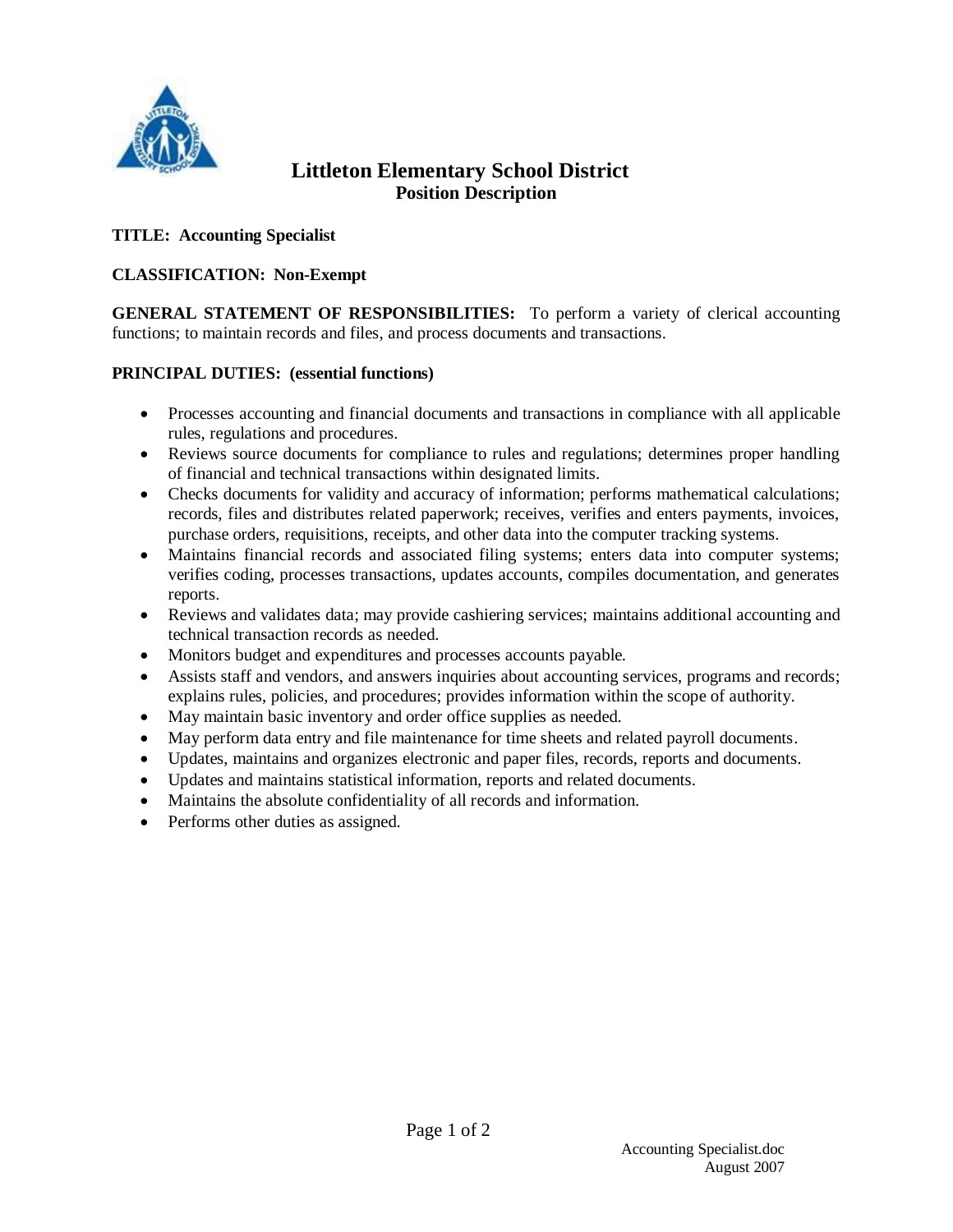# Littleton Elementary School District

## Position Description

**TITLE: Accounting Specialist**

**CLASSIFICATION: Non-Exempt**

**GENERAL STATEMENT OF RESPONSIBILITIES:** To perform a variety of clerical accounting functions; to maintain records and files, and process documents and transactions.

**PRINCIPAL DUTIES: (essential functions)**

- Processes accounting and financial documents and transactions in compliance with all applicable rules, regulations and procedures.
- Reviews source documents for compliance to rules and regulations; determines proper handling of financial and technical transactions within designated limits.
- Checks documents for validity and accuracy of information; performs mathematical calculations; records, files and distributes related paperwork; receives, verifies and enters payments, invoices, purchase orders, requisitions, receipts, and other data into the computer tracking systems.
- Maintains financial records and associated filing systems; enters data into computer systems; verifies coding, processes transactions, updates accounts, compiles documentation, and generates reports.
- Reviews and validates data; may provide cashiering services; maintains additional accounting and technical transaction records as needed.
- Monitors budget and expenditures and processes accounts payable.
- Assists staff and vendors, and answers inquiries about accounting services, programs and records; explains rules, policies, and procedures; provides information within the scope of authority.
- May maintain basic inventory and order office supplies as needed.
- May perform data entry and file maintenance for time sheets and related payroll documents.
- Updates, maintains and organizes electronic and paper files, records, reports and documents.
- Updates and maintains statistical information, reports and related documents.
- Maintains the absolute confidentiality of all records and information.
- Performs other duties as assigned.

Accounting Specialist.doc
August 2007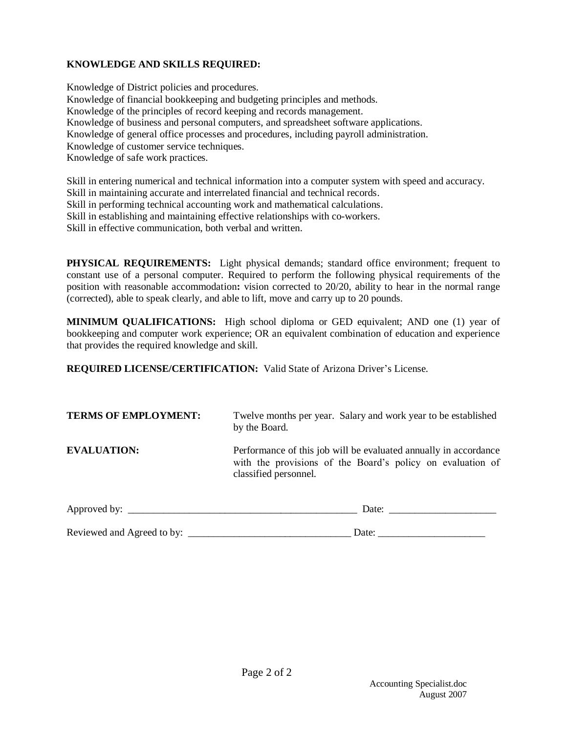**KNOWLEDGE AND SKILLS REQUIRED:**

Knowledge of District policies and procedures.
Knowledge of financial bookkeeping and budgeting principles and methods.
Knowledge of the principles of record keeping and records management.
Knowledge of business and personal computers, and spreadsheet software applications.
Knowledge of general office processes and procedures, including payroll administration.
Knowledge of customer service techniques.
Knowledge of safe work practices.

Skill in entering numerical and technical information into a computer system with speed and accuracy.
Skill in maintaining accurate and interrelated financial and technical records.
Skill in performing technical accounting work and mathematical calculations.
Skill in establishing and maintaining effective relationships with co-workers.
Skill in effective communication, both verbal and written.

**PHYSICAL REQUIREMENTS:** Light physical demands; standard office environment; frequent to constant use of a personal computer. Required to perform the following physical requirements of the position with reasonable accommodation**:** vision corrected to 20/20, ability to hear in the normal range (corrected), able to speak clearly, and able to lift, move and carry up to 20 pounds.

**MINIMUM QUALIFICATIONS:** High school diploma or GED equivalent; AND one (1) year of bookkeeping and computer work experience; OR an equivalent combination of education and experience that provides the required knowledge and skill.

**REQUIRED LICENSE/CERTIFICATION:** Valid State of Arizona Driver's License.

**TERMS OF EMPLOYMENT:** Twelve months per year. Salary and work year to be established by the Board.

**EVALUATION:** Performance of this job will be evaluated annually in accordance with the provisions of the Board's policy on evaluation of classified personnel.

Approved by: _____________________________________________ Date: ____________________

Reviewed and Agreed to by: _______________________________ Date: ____________________

Accounting Specialist.doc
August 2007